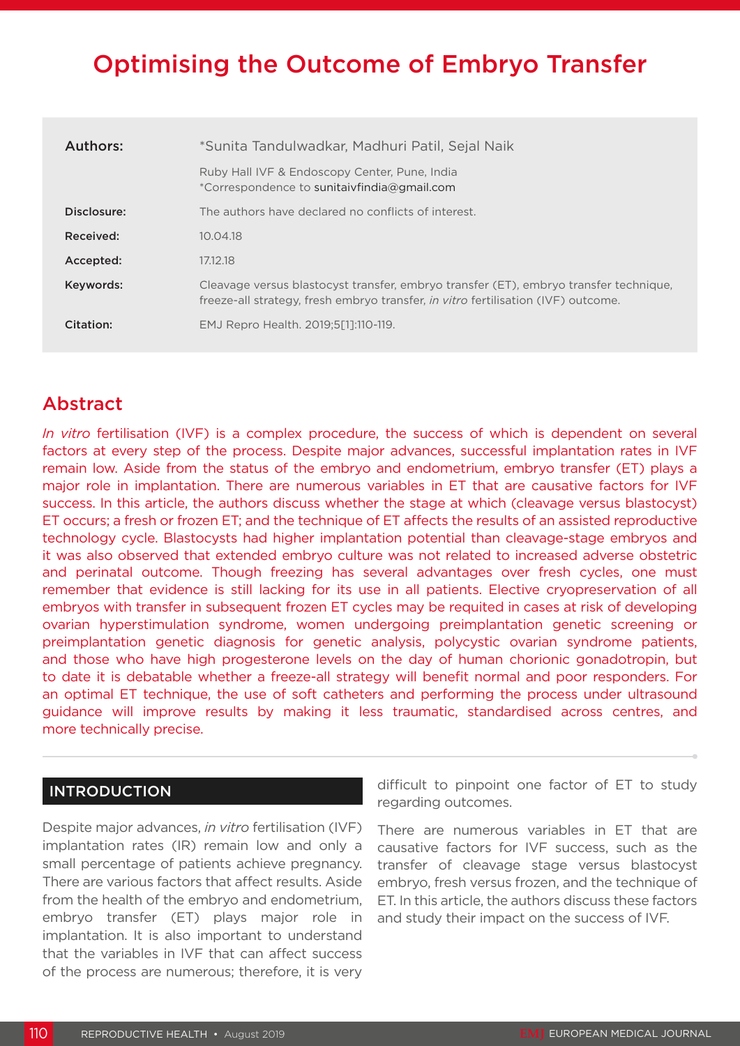# Optimising the Outcome of Embryo Transfer

| | |
|---|---|
| **Authors:** | *Sunita Tandulwadkar, Madhuri Patil, Sejal Naik<br>Ruby Hall IVF & Endoscopy Center, Pune, India<br>*Correspondence to sunitaivfindia@gmail.com |
| **Disclosure:** | The authors have declared no conflicts of interest. |
| **Received:** | 10.04.18 |
| **Accepted:** | 17.12.18 |
| **Keywords:** | Cleavage versus blastocyst transfer, embryo transfer (ET), embryo transfer technique, freeze-all strategy, fresh embryo transfer, *in vitro* fertilisation (IVF) outcome. |
| **Citation:** | EMJ Repro Health. 2019;5[1]:110-119. |

## Abstract

*In vitro* fertilisation (IVF) is a complex procedure, the success of which is dependent on several factors at every step of the process. Despite major advances, successful implantation rates in IVF remain low. Aside from the status of the embryo and endometrium, embryo transfer (ET) plays a major role in implantation. There are numerous variables in ET that are causative factors for IVF success. In this article, the authors discuss whether the stage at which (cleavage versus blastocyst) ET occurs; a fresh or frozen ET; and the technique of ET affects the results of an assisted reproductive technology cycle. Blastocysts had higher implantation potential than cleavage-stage embryos and it was also observed that extended embryo culture was not related to increased adverse obstetric and perinatal outcome. Though freezing has several advantages over fresh cycles, one must remember that evidence is still lacking for its use in all patients. Elective cryopreservation of all embryos with transfer in subsequent frozen ET cycles may be requited in cases at risk of developing ovarian hyperstimulation syndrome, women undergoing preimplantation genetic screening or preimplantation genetic diagnosis for genetic analysis, polycystic ovarian syndrome patients, and those who have high progesterone levels on the day of human chorionic gonadotropin, but to date it is debatable whether a freeze-all strategy will benefit normal and poor responders. For an optimal ET technique, the use of soft catheters and performing the process under ultrasound guidance will improve results by making it less traumatic, standardised across centres, and more technically precise.

## INTRODUCTION

Despite major advances, *in vitro* fertilisation (IVF) implantation rates (IR) remain low and only a small percentage of patients achieve pregnancy. There are various factors that affect results. Aside from the health of the embryo and endometrium, embryo transfer (ET) plays major role in implantation. It is also important to understand that the variables in IVF that can affect success of the process are numerous; therefore, it is very difficult to pinpoint one factor of ET to study regarding outcomes.

There are numerous variables in ET that are causative factors for IVF success, such as the transfer of cleavage stage versus blastocyst embryo, fresh versus frozen, and the technique of ET. In this article, the authors discuss these factors and study their impact on the success of IVF.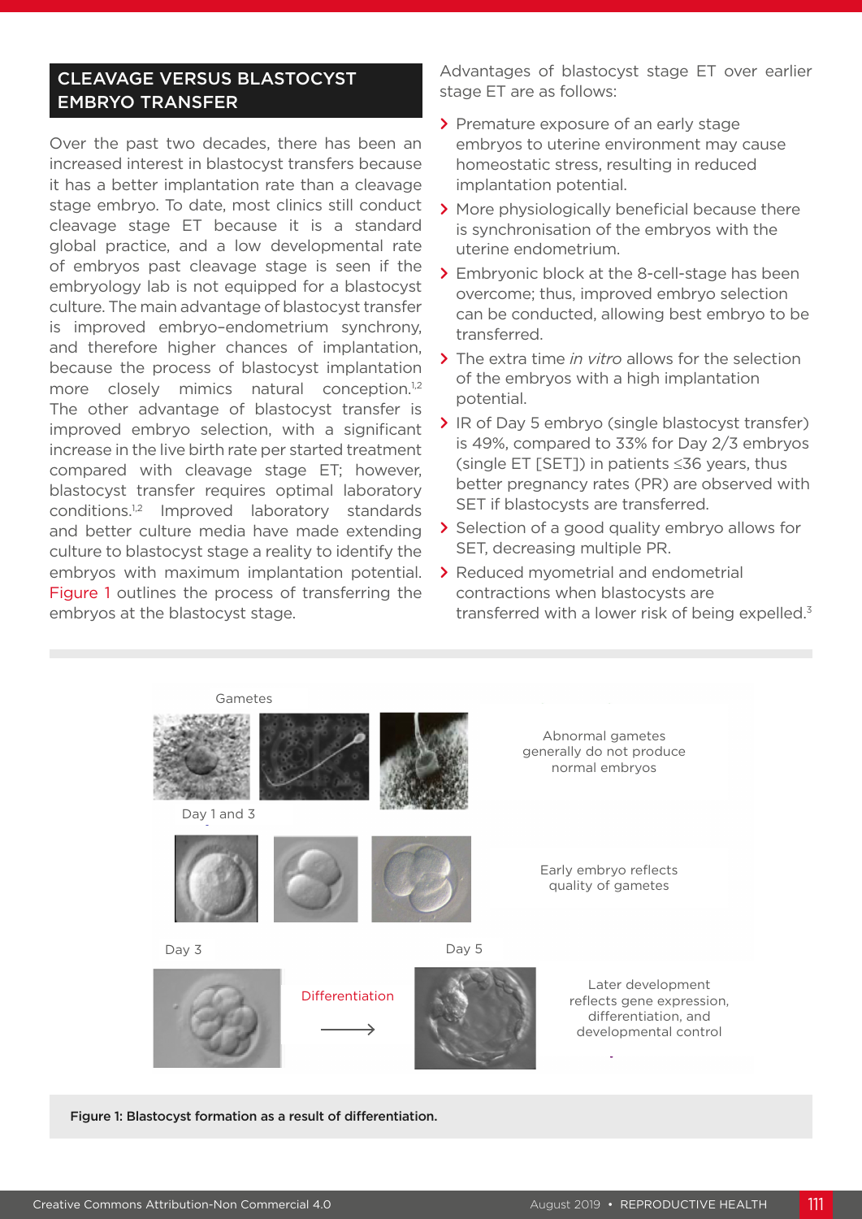## CLEAVAGE VERSUS BLASTOCYST EMBRYO TRANSFER

Over the past two decades, there has been an increased interest in blastocyst transfers because it has a better implantation rate than a cleavage stage embryo. To date, most clinics still conduct cleavage stage ET because it is a standard global practice, and a low developmental rate of embryos past cleavage stage is seen if the embryology lab is not equipped for a blastocyst culture. The main advantage of blastocyst transfer is improved embryo–endometrium synchrony, and therefore higher chances of implantation, because the process of blastocyst implantation more closely mimics natural conception.[1,2] The other advantage of blastocyst transfer is improved embryo selection, with a significant increase in the live birth rate per started treatment compared with cleavage stage ET; however, blastocyst transfer requires optimal laboratory conditions.[1,2] Improved laboratory standards and better culture media have made extending culture to blastocyst stage a reality to identify the embryos with maximum implantation potential. Figure 1 outlines the process of transferring the embryos at the blastocyst stage.

Advantages of blastocyst stage ET over earlier stage ET are as follows:

- Premature exposure of an early stage embryos to uterine environment may cause homeostatic stress, resulting in reduced implantation potential.
- More physiologically beneficial because there is synchronisation of the embryos with the uterine endometrium.
- Embryonic block at the 8-cell-stage has been overcome; thus, improved embryo selection can be conducted, allowing best embryo to be transferred.
- The extra time *in vitro* allows for the selection of the embryos with a high implantation potential.
- IR of Day 5 embryo (single blastocyst transfer) is 49%, compared to 33% for Day 2/3 embryos (single ET [SET]) in patients ≤36 years, thus better pregnancy rates (PR) are observed with SET if blastocysts are transferred.
- Selection of a good quality embryo allows for SET, decreasing multiple PR.
- Reduced myometrial and endometrial contractions when blastocysts are transferred with a lower risk of being expelled.[3]

Gametes — Abnormal gametes generally do not produce normal embryos

Day 1 and 3 — Early embryo reflects quality of gametes

Day 3 → Differentiation → Day 5 — Later development reflects gene expression, differentiation, and developmental control

**Figure 1: Blastocyst formation as a result of differentiation.**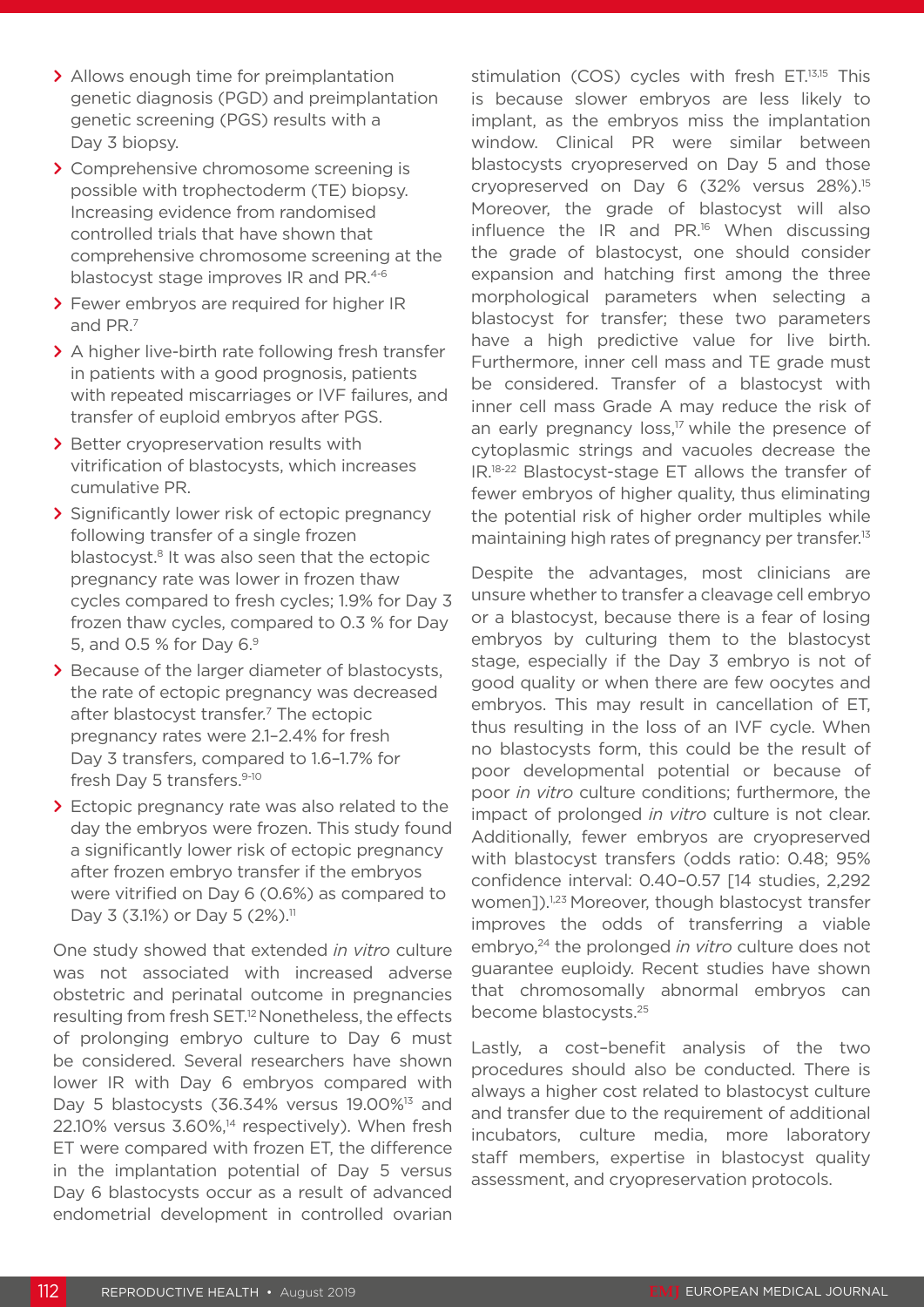- Allows enough time for preimplantation genetic diagnosis (PGD) and preimplantation genetic screening (PGS) results with a Day 3 biopsy.
- Comprehensive chromosome screening is possible with trophectoderm (TE) biopsy. Increasing evidence from randomised controlled trials that have shown that comprehensive chromosome screening at the blastocyst stage improves IR and PR.[4-6]
- Fewer embryos are required for higher IR and PR.[7]
- A higher live-birth rate following fresh transfer in patients with a good prognosis, patients with repeated miscarriages or IVF failures, and transfer of euploid embryos after PGS.
- Better cryopreservation results with vitrification of blastocysts, which increases cumulative PR.
- Significantly lower risk of ectopic pregnancy following transfer of a single frozen blastocyst.[8] It was also seen that the ectopic pregnancy rate was lower in frozen thaw cycles compared to fresh cycles; 1.9% for Day 3 frozen thaw cycles, compared to 0.3 % for Day 5, and 0.5 % for Day 6.[9]
- Because of the larger diameter of blastocysts, the rate of ectopic pregnancy was decreased after blastocyst transfer.[7] The ectopic pregnancy rates were 2.1–2.4% for fresh Day 3 transfers, compared to 1.6–1.7% for fresh Day 5 transfers.[9-10]
- Ectopic pregnancy rate was also related to the day the embryos were frozen. This study found a significantly lower risk of ectopic pregnancy after frozen embryo transfer if the embryos were vitrified on Day 6 (0.6%) as compared to Day 3 (3.1%) or Day 5 (2%).[11]

One study showed that extended *in vitro* culture was not associated with increased adverse obstetric and perinatal outcome in pregnancies resulting from fresh SET.[12] Nonetheless, the effects of prolonging embryo culture to Day 6 must be considered. Several researchers have shown lower IR with Day 6 embryos compared with Day 5 blastocysts (36.34% versus 19.00%[13] and 22.10% versus 3.60%,[14] respectively). When fresh ET were compared with frozen ET, the difference in the implantation potential of Day 5 versus Day 6 blastocysts occur as a result of advanced endometrial development in controlled ovarian stimulation (COS) cycles with fresh ET.[13,15] This is because slower embryos are less likely to implant, as the embryos miss the implantation window. Clinical PR were similar between blastocysts cryopreserved on Day 5 and those cryopreserved on Day 6 (32% versus 28%).[15] Moreover, the grade of blastocyst will also influence the IR and PR.[16] When discussing the grade of blastocyst, one should consider expansion and hatching first among the three morphological parameters when selecting a blastocyst for transfer; these two parameters have a high predictive value for live birth. Furthermore, inner cell mass and TE grade must be considered. Transfer of a blastocyst with inner cell mass Grade A may reduce the risk of an early pregnancy loss,[17] while the presence of cytoplasmic strings and vacuoles decrease the IR.[18-22] Blastocyst-stage ET allows the transfer of fewer embryos of higher quality, thus eliminating the potential risk of higher order multiples while maintaining high rates of pregnancy per transfer.[13]

Despite the advantages, most clinicians are unsure whether to transfer a cleavage cell embryo or a blastocyst, because there is a fear of losing embryos by culturing them to the blastocyst stage, especially if the Day 3 embryo is not of good quality or when there are few oocytes and embryos. This may result in cancellation of ET, thus resulting in the loss of an IVF cycle. When no blastocysts form, this could be the result of poor developmental potential or because of poor *in vitro* culture conditions; furthermore, the impact of prolonged *in vitro* culture is not clear. Additionally, fewer embryos are cryopreserved with blastocyst transfers (odds ratio: 0.48; 95% confidence interval: 0.40–0.57 [14 studies, 2,292 women]).[1,23] Moreover, though blastocyst transfer improves the odds of transferring a viable embryo,[24] the prolonged *in vitro* culture does not guarantee euploidy. Recent studies have shown that chromosomally abnormal embryos can become blastocysts.[25]

Lastly, a cost–benefit analysis of the two procedures should also be conducted. There is always a higher cost related to blastocyst culture and transfer due to the requirement of additional incubators, culture media, more laboratory staff members, expertise in blastocyst quality assessment, and cryopreservation protocols.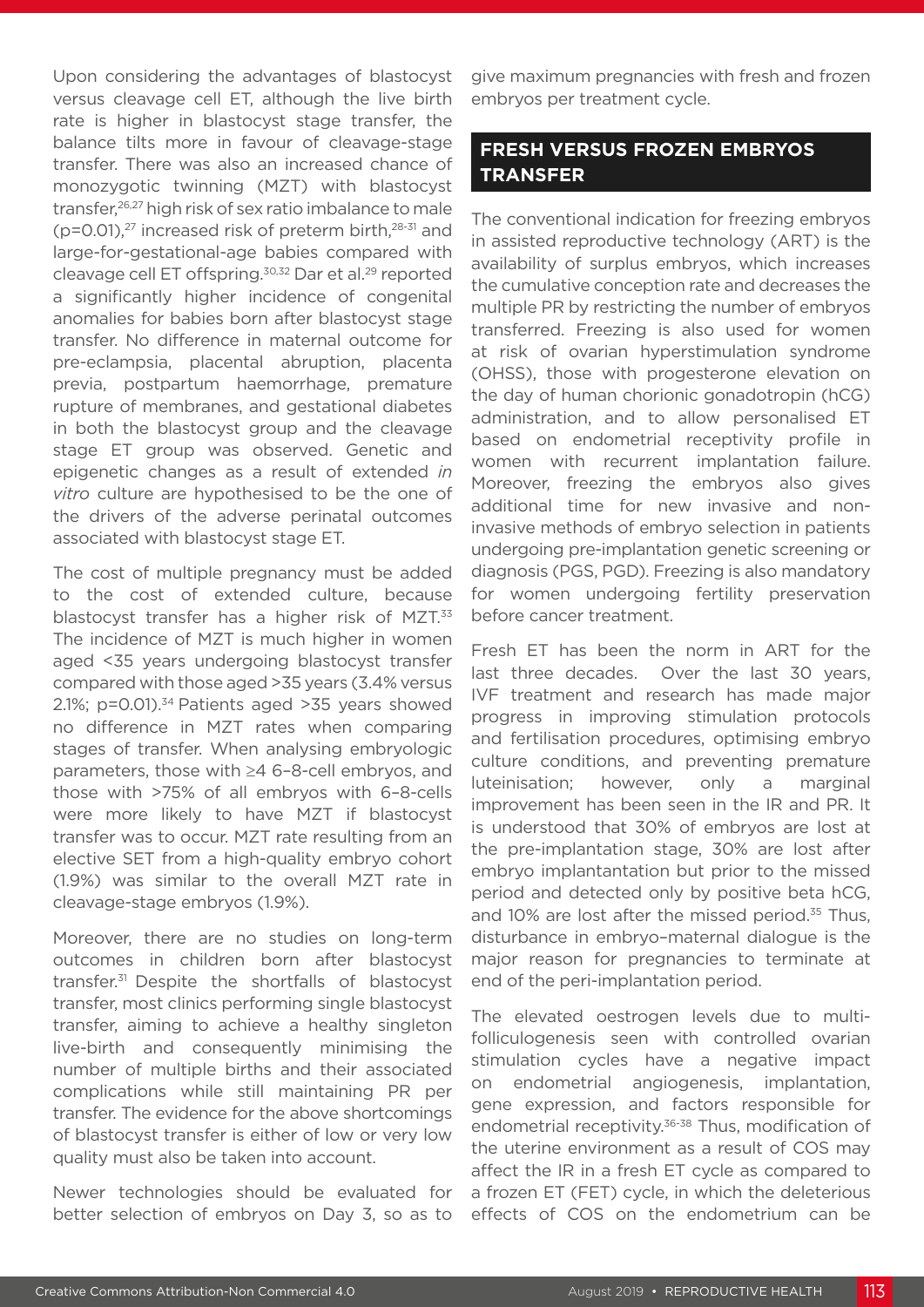Upon considering the advantages of blastocyst versus cleavage cell ET, although the live birth rate is higher in blastocyst stage transfer, the balance tilts more in favour of cleavage-stage transfer. There was also an increased chance of monozygotic twinning (MZT) with blastocyst transfer,[26,27] high risk of sex ratio imbalance to male ($p=0.01$),[27] increased risk of preterm birth,[28-31] and large-for-gestational-age babies compared with cleavage cell ET offspring.[30,32] Dar et al.[29] reported a significantly higher incidence of congenital anomalies for babies born after blastocyst stage transfer. No difference in maternal outcome for pre-eclampsia, placental abruption, placenta previa, postpartum haemorrhage, premature rupture of membranes, and gestational diabetes in both the blastocyst group and the cleavage stage ET group was observed. Genetic and epigenetic changes as a result of extended *in vitro* culture are hypothesised to be the one of the drivers of the adverse perinatal outcomes associated with blastocyst stage ET.

The cost of multiple pregnancy must be added to the cost of extended culture, because blastocyst transfer has a higher risk of MZT.[33] The incidence of MZT is much higher in women aged <35 years undergoing blastocyst transfer compared with those aged >35 years (3.4% versus 2.1%; $p=0.01$).[34] Patients aged >35 years showed no difference in MZT rates when comparing stages of transfer. When analysing embryologic parameters, those with ≥4 6–8-cell embryos, and those with >75% of all embryos with 6–8-cells were more likely to have MZT if blastocyst transfer was to occur. MZT rate resulting from an elective SET from a high-quality embryo cohort (1.9%) was similar to the overall MZT rate in cleavage-stage embryos (1.9%).

Moreover, there are no studies on long-term outcomes in children born after blastocyst transfer.[31] Despite the shortfalls of blastocyst transfer, most clinics performing single blastocyst transfer, aiming to achieve a healthy singleton live-birth and consequently minimising the number of multiple births and their associated complications while still maintaining PR per transfer. The evidence for the above shortcomings of blastocyst transfer is either of low or very low quality must also be taken into account.

Newer technologies should be evaluated for better selection of embryos on Day 3, so as to give maximum pregnancies with fresh and frozen embryos per treatment cycle.

## FRESH VERSUS FROZEN EMBRYOS TRANSFER

The conventional indication for freezing embryos in assisted reproductive technology (ART) is the availability of surplus embryos, which increases the cumulative conception rate and decreases the multiple PR by restricting the number of embryos transferred. Freezing is also used for women at risk of ovarian hyperstimulation syndrome (OHSS), those with progesterone elevation on the day of human chorionic gonadotropin (hCG) administration, and to allow personalised ET based on endometrial receptivity profile in women with recurrent implantation failure. Moreover, freezing the embryos also gives additional time for new invasive and non-invasive methods of embryo selection in patients undergoing pre-implantation genetic screening or diagnosis (PGS, PGD). Freezing is also mandatory for women undergoing fertility preservation before cancer treatment.

Fresh ET has been the norm in ART for the last three decades. Over the last 30 years, IVF treatment and research has made major progress in improving stimulation protocols and fertilisation procedures, optimising embryo culture conditions, and preventing premature luteinisation; however, only a marginal improvement has been seen in the IR and PR. It is understood that 30% of embryos are lost at the pre-implantation stage, 30% are lost after embryo implantantation but prior to the missed period and detected only by positive beta hCG, and 10% are lost after the missed period.[35] Thus, disturbance in embryo–maternal dialogue is the major reason for pregnancies to terminate at end of the peri-implantation period.

The elevated oestrogen levels due to multi-folliculogenesis seen with controlled ovarian stimulation cycles have a negative impact on endometrial angiogenesis, implantation, gene expression, and factors responsible for endometrial receptivity.[36-38] Thus, modification of the uterine environment as a result of COS may affect the IR in a fresh ET cycle as compared to a frozen ET (FET) cycle, in which the deleterious effects of COS on the endometrium can be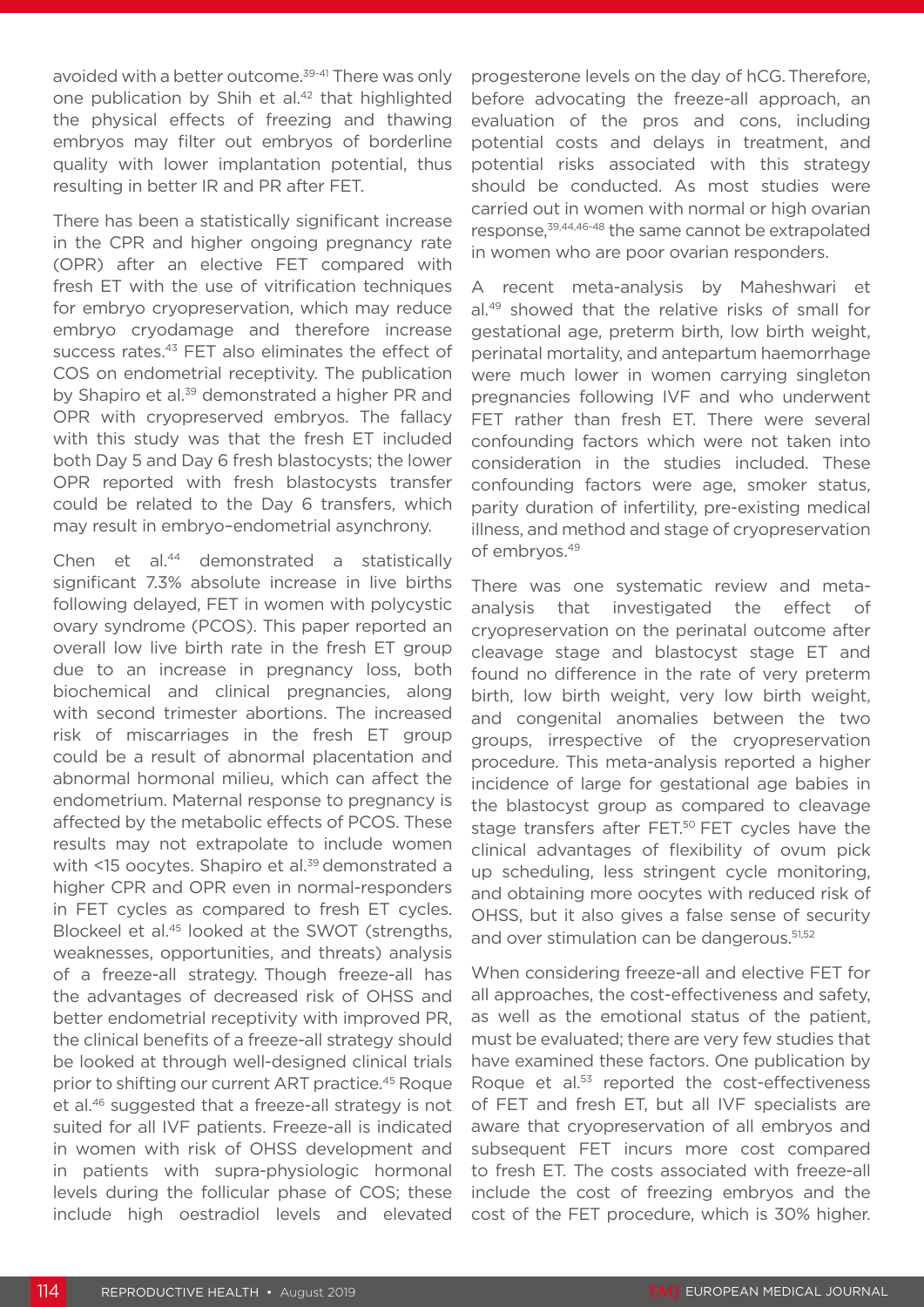avoided with a better outcome.[39-41] There was only one publication by Shih et al.[42] that highlighted the physical effects of freezing and thawing embryos may filter out embryos of borderline quality with lower implantation potential, thus resulting in better IR and PR after FET.

There has been a statistically significant increase in the CPR and higher ongoing pregnancy rate (OPR) after an elective FET compared with fresh ET with the use of vitrification techniques for embryo cryopreservation, which may reduce embryo cryodamage and therefore increase success rates.[43] FET also eliminates the effect of COS on endometrial receptivity. The publication by Shapiro et al.[39] demonstrated a higher PR and OPR with cryopreserved embryos. The fallacy with this study was that the fresh ET included both Day 5 and Day 6 fresh blastocysts; the lower OPR reported with fresh blastocysts transfer could be related to the Day 6 transfers, which may result in embryo–endometrial asynchrony.

Chen et al.[44] demonstrated a statistically significant 7.3% absolute increase in live births following delayed, FET in women with polycystic ovary syndrome (PCOS). This paper reported an overall low live birth rate in the fresh ET group due to an increase in pregnancy loss, both biochemical and clinical pregnancies, along with second trimester abortions. The increased risk of miscarriages in the fresh ET group could be a result of abnormal placentation and abnormal hormonal milieu, which can affect the endometrium. Maternal response to pregnancy is affected by the metabolic effects of PCOS. These results may not extrapolate to include women with <15 oocytes. Shapiro et al.[39] demonstrated a higher CPR and OPR even in normal-responders in FET cycles as compared to fresh ET cycles. Blockeel et al.[45] looked at the SWOT (strengths, weaknesses, opportunities, and threats) analysis of a freeze-all strategy. Though freeze-all has the advantages of decreased risk of OHSS and better endometrial receptivity with improved PR, the clinical benefits of a freeze-all strategy should be looked at through well-designed clinical trials prior to shifting our current ART practice.[45] Roque et al.[46] suggested that a freeze-all strategy is not suited for all IVF patients. Freeze-all is indicated in women with risk of OHSS development and in patients with supra-physiologic hormonal levels during the follicular phase of COS; these include high oestradiol levels and elevated progesterone levels on the day of hCG. Therefore, before advocating the freeze-all approach, an evaluation of the pros and cons, including potential costs and delays in treatment, and potential risks associated with this strategy should be conducted. As most studies were carried out in women with normal or high ovarian response,[39,44,46-48] the same cannot be extrapolated in women who are poor ovarian responders.

A recent meta-analysis by Maheshwari et al.[49] showed that the relative risks of small for gestational age, preterm birth, low birth weight, perinatal mortality, and antepartum haemorrhage were much lower in women carrying singleton pregnancies following IVF and who underwent FET rather than fresh ET. There were several confounding factors which were not taken into consideration in the studies included. These confounding factors were age, smoker status, parity duration of infertility, pre-existing medical illness, and method and stage of cryopreservation of embryos.[49]

There was one systematic review and meta-analysis that investigated the effect of cryopreservation on the perinatal outcome after cleavage stage and blastocyst stage ET and found no difference in the rate of very preterm birth, low birth weight, very low birth weight, and congenital anomalies between the two groups, irrespective of the cryopreservation procedure. This meta-analysis reported a higher incidence of large for gestational age babies in the blastocyst group as compared to cleavage stage transfers after FET.[50] FET cycles have the clinical advantages of flexibility of ovum pick up scheduling, less stringent cycle monitoring, and obtaining more oocytes with reduced risk of OHSS, but it also gives a false sense of security and over stimulation can be dangerous.[51,52]

When considering freeze-all and elective FET for all approaches, the cost-effectiveness and safety, as well as the emotional status of the patient, must be evaluated; there are very few studies that have examined these factors. One publication by Roque et al.[53] reported the cost-effectiveness of FET and fresh ET, but all IVF specialists are aware that cryopreservation of all embryos and subsequent FET incurs more cost compared to fresh ET. The costs associated with freeze-all include the cost of freezing embryos and the cost of the FET procedure, which is 30% higher.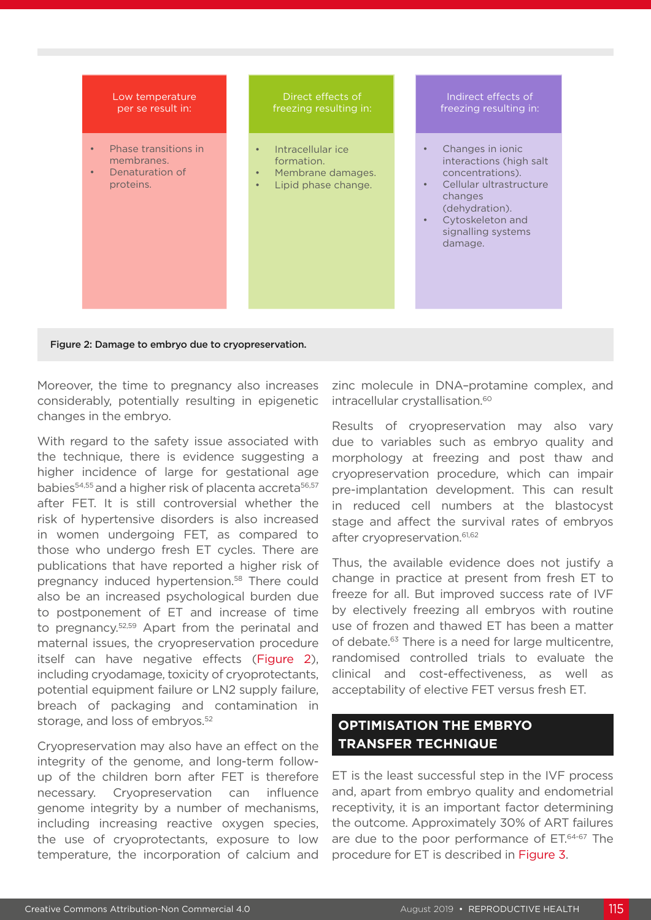| Low temperature per se result in: | Direct effects of freezing resulting in: | Indirect effects of freezing resulting in: |
|---|---|---|
| • Phase transitions in membranes.<br>• Denaturation of proteins. | • Intracellular ice formation.<br>• Membrane damages.<br>• Lipid phase change. | • Changes in ionic interactions (high salt concentrations).<br>• Cellular ultrastructure changes (dehydration).<br>• Cytoskeleton and signalling systems damage. |

**Figure 2: Damage to embryo due to cryopreservation.**

Moreover, the time to pregnancy also increases considerably, potentially resulting in epigenetic changes in the embryo.

With regard to the safety issue associated with the technique, there is evidence suggesting a higher incidence of large for gestational age babies[54,55] and a higher risk of placenta accreta[56,57] after FET. It is still controversial whether the risk of hypertensive disorders is also increased in women undergoing FET, as compared to those who undergo fresh ET cycles. There are publications that have reported a higher risk of pregnancy induced hypertension.[58] There could also be an increased psychological burden due to postponement of ET and increase of time to pregnancy.[52,59] Apart from the perinatal and maternal issues, the cryopreservation procedure itself can have negative effects (Figure 2), including cryodamage, toxicity of cryoprotectants, potential equipment failure or LN2 supply failure, breach of packaging and contamination in storage, and loss of embryos.[52]

Cryopreservation may also have an effect on the integrity of the genome, and long-term follow-up of the children born after FET is therefore necessary. Cryopreservation can influence genome integrity by a number of mechanisms, including increasing reactive oxygen species, the use of cryoprotectants, exposure to low temperature, the incorporation of calcium and zinc molecule in DNA–protamine complex, and intracellular crystallisation.[60]

Results of cryopreservation may also vary due to variables such as embryo quality and morphology at freezing and post thaw and cryopreservation procedure, which can impair pre-implantation development. This can result in reduced cell numbers at the blastocyst stage and affect the survival rates of embryos after cryopreservation.[61,62]

Thus, the available evidence does not justify a change in practice at present from fresh ET to freeze for all. But improved success rate of IVF by electively freezing all embryos with routine use of frozen and thawed ET has been a matter of debate.[63] There is a need for large multicentre, randomised controlled trials to evaluate the clinical and cost-effectiveness, as well as acceptability of elective FET versus fresh ET.

## OPTIMISATION THE EMBRYO TRANSFER TECHNIQUE

ET is the least successful step in the IVF process and, apart from embryo quality and endometrial receptivity, it is an important factor determining the outcome. Approximately 30% of ART failures are due to the poor performance of ET.[64-67] The procedure for ET is described in Figure 3.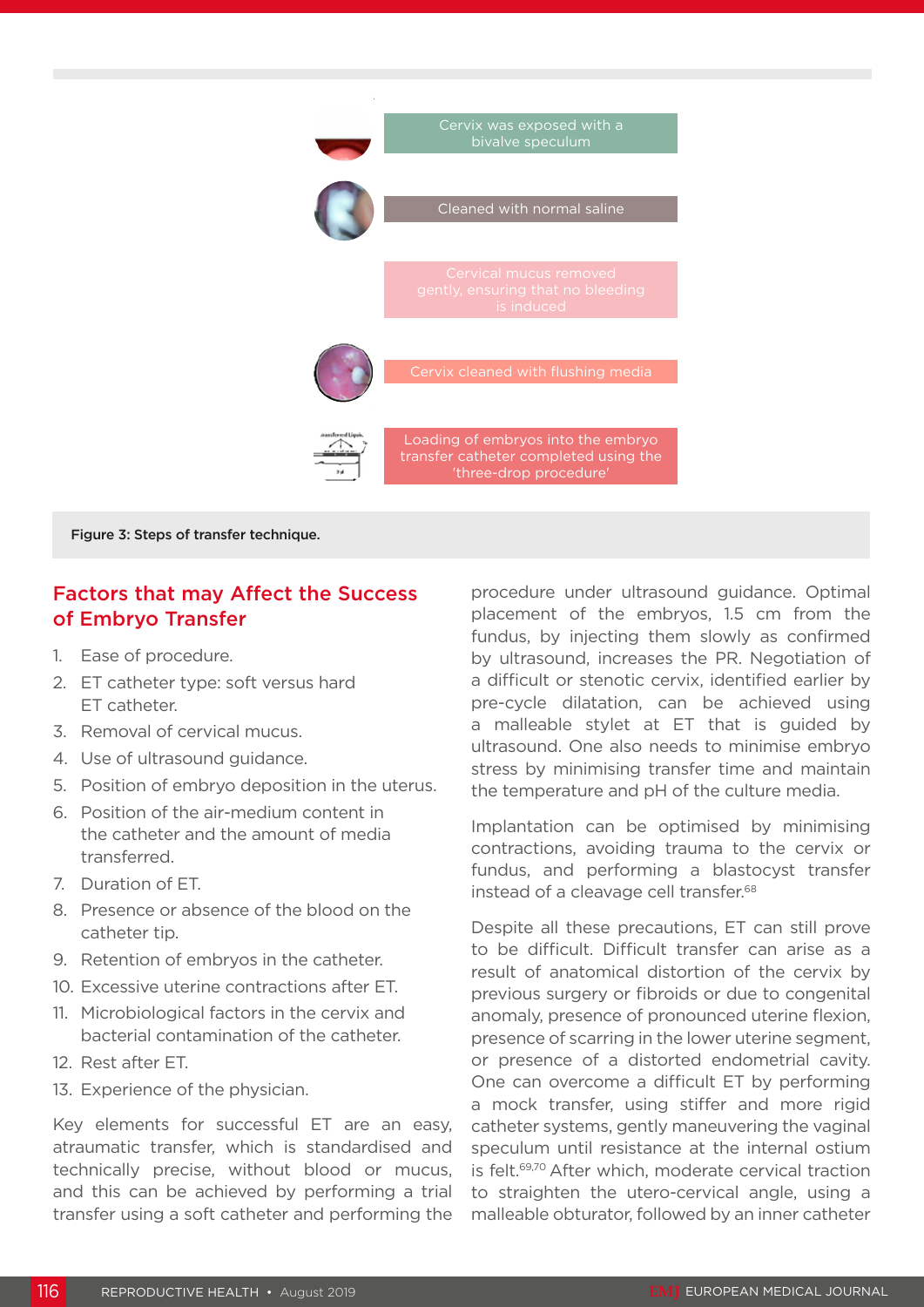Cervix was exposed with a bivalve speculum

Cleaned with normal saline

Cervical mucus removed gently, ensuring that no bleeding is induced

Cervix cleaned with flushing media

Loading of embryos into the embryo transfer catheter completed using the 'three-drop procedure'

**Figure 3: Steps of transfer technique.**

## Factors that may Affect the Success of Embryo Transfer

1. Ease of procedure.
2. ET catheter type: soft versus hard ET catheter.
3. Removal of cervical mucus.
4. Use of ultrasound guidance.
5. Position of embryo deposition in the uterus.
6. Position of the air-medium content in the catheter and the amount of media transferred.
7. Duration of ET.
8. Presence or absence of the blood on the catheter tip.
9. Retention of embryos in the catheter.
10. Excessive uterine contractions after ET.
11. Microbiological factors in the cervix and bacterial contamination of the catheter.
12. Rest after ET.
13. Experience of the physician.

Key elements for successful ET are an easy, atraumatic transfer, which is standardised and technically precise, without blood or mucus, and this can be achieved by performing a trial transfer using a soft catheter and performing the procedure under ultrasound guidance. Optimal placement of the embryos, 1.5 cm from the fundus, by injecting them slowly as confirmed by ultrasound, increases the PR. Negotiation of a difficult or stenotic cervix, identified earlier by pre-cycle dilatation, can be achieved using a malleable stylet at ET that is guided by ultrasound. One also needs to minimise embryo stress by minimising transfer time and maintain the temperature and pH of the culture media.

Implantation can be optimised by minimising contractions, avoiding trauma to the cervix or fundus, and performing a blastocyst transfer instead of a cleavage cell transfer.[68]

Despite all these precautions, ET can still prove to be difficult. Difficult transfer can arise as a result of anatomical distortion of the cervix by previous surgery or fibroids or due to congenital anomaly, presence of pronounced uterine flexion, presence of scarring in the lower uterine segment, or presence of a distorted endometrial cavity. One can overcome a difficult ET by performing a mock transfer, using stiffer and more rigid catheter systems, gently maneuvering the vaginal speculum until resistance at the internal ostium is felt.[69,70] After which, moderate cervical traction to straighten the utero-cervical angle, using a malleable obturator, followed by an inner catheter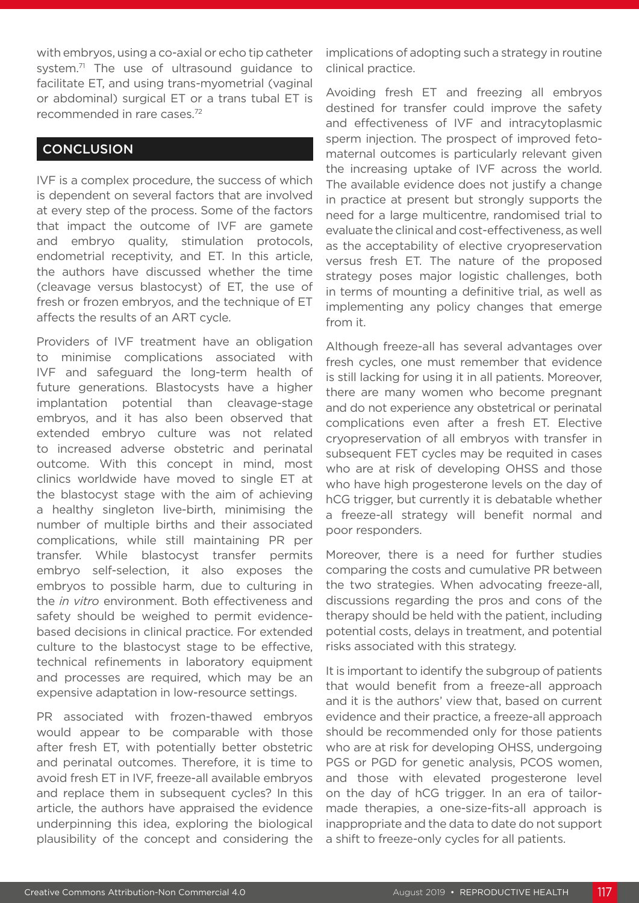with embryos, using a co-axial or echo tip catheter system.[71] The use of ultrasound guidance to facilitate ET, and using trans-myometrial (vaginal or abdominal) surgical ET or a trans tubal ET is recommended in rare cases.[72]

## CONCLUSION

IVF is a complex procedure, the success of which is dependent on several factors that are involved at every step of the process. Some of the factors that impact the outcome of IVF are gamete and embryo quality, stimulation protocols, endometrial receptivity, and ET. In this article, the authors have discussed whether the time (cleavage versus blastocyst) of ET, the use of fresh or frozen embryos, and the technique of ET affects the results of an ART cycle.

Providers of IVF treatment have an obligation to minimise complications associated with IVF and safeguard the long-term health of future generations. Blastocysts have a higher implantation potential than cleavage-stage embryos, and it has also been observed that extended embryo culture was not related to increased adverse obstetric and perinatal outcome. With this concept in mind, most clinics worldwide have moved to single ET at the blastocyst stage with the aim of achieving a healthy singleton live-birth, minimising the number of multiple births and their associated complications, while still maintaining PR per transfer. While blastocyst transfer permits embryo self-selection, it also exposes the embryos to possible harm, due to culturing in the *in vitro* environment. Both effectiveness and safety should be weighed to permit evidence-based decisions in clinical practice. For extended culture to the blastocyst stage to be effective, technical refinements in laboratory equipment and processes are required, which may be an expensive adaptation in low-resource settings.

PR associated with frozen-thawed embryos would appear to be comparable with those after fresh ET, with potentially better obstetric and perinatal outcomes. Therefore, it is time to avoid fresh ET in IVF, freeze-all available embryos and replace them in subsequent cycles? In this article, the authors have appraised the evidence underpinning this idea, exploring the biological plausibility of the concept and considering the implications of adopting such a strategy in routine clinical practice.

Avoiding fresh ET and freezing all embryos destined for transfer could improve the safety and effectiveness of IVF and intracytoplasmic sperm injection. The prospect of improved feto-maternal outcomes is particularly relevant given the increasing uptake of IVF across the world. The available evidence does not justify a change in practice at present but strongly supports the need for a large multicentre, randomised trial to evaluate the clinical and cost-effectiveness, as well as the acceptability of elective cryopreservation versus fresh ET. The nature of the proposed strategy poses major logistic challenges, both in terms of mounting a definitive trial, as well as implementing any policy changes that emerge from it.

Although freeze-all has several advantages over fresh cycles, one must remember that evidence is still lacking for using it in all patients. Moreover, there are many women who become pregnant and do not experience any obstetrical or perinatal complications even after a fresh ET. Elective cryopreservation of all embryos with transfer in subsequent FET cycles may be requited in cases who are at risk of developing OHSS and those who have high progesterone levels on the day of hCG trigger, but currently it is debatable whether a freeze-all strategy will benefit normal and poor responders.

Moreover, there is a need for further studies comparing the costs and cumulative PR between the two strategies. When advocating freeze-all, discussions regarding the pros and cons of the therapy should be held with the patient, including potential costs, delays in treatment, and potential risks associated with this strategy.

It is important to identify the subgroup of patients that would benefit from a freeze-all approach and it is the authors' view that, based on current evidence and their practice, a freeze-all approach should be recommended only for those patients who are at risk for developing OHSS, undergoing PGS or PGD for genetic analysis, PCOS women, and those with elevated progesterone level on the day of hCG trigger. In an era of tailor-made therapies, a one-size-fits-all approach is inappropriate and the data to date do not support a shift to freeze-only cycles for all patients.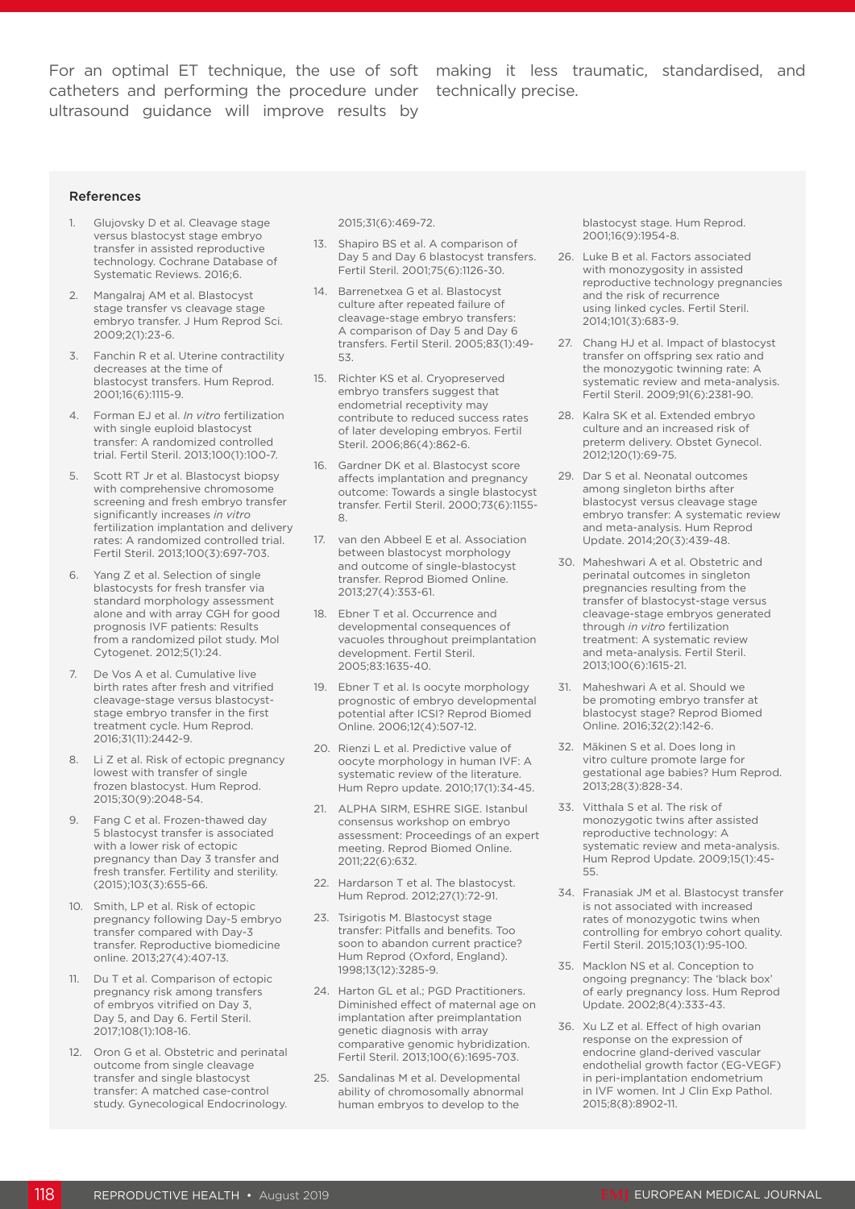For an optimal ET technique, the use of soft catheters and performing the procedure under ultrasound guidance will improve results by making it less traumatic, standardised, and technically precise.

### References

1. Glujovsky D et al. Cleavage stage versus blastocyst stage embryo transfer in assisted reproductive technology. Cochrane Database of Systematic Reviews. 2016;6.
2. Mangalraj AM et al. Blastocyst stage transfer vs cleavage stage embryo transfer. J Hum Reprod Sci. 2009;2(1):23-6.
3. Fanchin R et al. Uterine contractility decreases at the time of blastocyst transfers. Hum Reprod. 2001;16(6):1115-9.
4. Forman EJ et al. *In vitro* fertilization with single euploid blastocyst transfer: A randomized controlled trial. Fertil Steril. 2013;100(1):100-7.
5. Scott RT Jr et al. Blastocyst biopsy with comprehensive chromosome screening and fresh embryo transfer significantly increases *in vitro* fertilization implantation and delivery rates: A randomized controlled trial. Fertil Steril. 2013;100(3):697-703.
6. Yang Z et al. Selection of single blastocysts for fresh transfer via standard morphology assessment alone and with array CGH for good prognosis IVF patients: Results from a randomized pilot study. Mol Cytogenet. 2012;5(1):24.
7. De Vos A et al. Cumulative live birth rates after fresh and vitrified cleavage-stage versus blastocyst-stage embryo transfer in the first treatment cycle. Hum Reprod. 2016;31(11):2442-9.
8. Li Z et al. Risk of ectopic pregnancy lowest with transfer of single frozen blastocyst. Hum Reprod. 2015;30(9):2048-54.
9. Fang C et al. Frozen-thawed day 5 blastocyst transfer is associated with a lower risk of ectopic pregnancy than Day 3 transfer and fresh transfer. Fertility and sterility. (2015);103(3):655-66.
10. Smith, LP et al. Risk of ectopic pregnancy following Day-5 embryo transfer compared with Day-3 transfer. Reproductive biomedicine online. 2013;27(4):407-13.
11. Du T et al. Comparison of ectopic pregnancy risk among transfers of embryos vitrified on Day 3, Day 5, and Day 6. Fertil Steril. 2017;108(1):108-16.
12. Oron G et al. Obstetric and perinatal outcome from single cleavage transfer and single blastocyst transfer: A matched case-control study. Gynecological Endocrinology. 2015;31(6):469-72.
13. Shapiro BS et al. A comparison of Day 5 and Day 6 blastocyst transfers. Fertil Steril. 2001;75(6):1126-30.
14. Barrenetxea G et al. Blastocyst culture after repeated failure of cleavage-stage embryo transfers: A comparison of Day 5 and Day 6 transfers. Fertil Steril. 2005;83(1):49-53.
15. Richter KS et al. Cryopreserved embryo transfers suggest that endometrial receptivity may contribute to reduced success rates of later developing embryos. Fertil Steril. 2006;86(4):862-6.
16. Gardner DK et al. Blastocyst score affects implantation and pregnancy outcome: Towards a single blastocyst transfer. Fertil Steril. 2000;73(6):1155-8.
17. van den Abbeel E et al. Association between blastocyst morphology and outcome of single-blastocyst transfer. Reprod Biomed Online. 2013;27(4):353-61.
18. Ebner T et al. Occurrence and developmental consequences of vacuoles throughout preimplantation development. Fertil Steril. 2005;83:1635-40.
19. Ebner T et al. Is oocyte morphology prognostic of embryo developmental potential after ICSI? Reprod Biomed Online. 2006;12(4):507-12.
20. Rienzi L et al. Predictive value of oocyte morphology in human IVF: A systematic review of the literature. Hum Repro update. 2010;17(1):34-45.
21. ALPHA SIRM, ESHRE SIGE. Istanbul consensus workshop on embryo assessment: Proceedings of an expert meeting. Reprod Biomed Online. 2011;22(6):632.
22. Hardarson T et al. The blastocyst. Hum Reprod. 2012;27(1):72-91.
23. Tsirigotis M. Blastocyst stage transfer: Pitfalls and benefits. Too soon to abandon current practice? Hum Reprod (Oxford, England). 1998;13(12):3285-9.
24. Harton GL et al.; PGD Practitioners. Diminished effect of maternal age on implantation after preimplantation genetic diagnosis with array comparative genomic hybridization. Fertil Steril. 2013;100(6):1695-703.
25. Sandalinas M et al. Developmental ability of chromosomally abnormal human embryos to develop to the blastocyst stage. Hum Reprod. 2001;16(9):1954-8.
26. Luke B et al. Factors associated with monozygosity in assisted reproductive technology pregnancies and the risk of recurrence using linked cycles. Fertil Steril. 2014;101(3):683-9.
27. Chang HJ et al. Impact of blastocyst transfer on offspring sex ratio and the monozygotic twinning rate: A systematic review and meta-analysis. Fertil Steril. 2009;91(6):2381-90.
28. Kalra SK et al. Extended embryo culture and an increased risk of preterm delivery. Obstet Gynecol. 2012;120(1):69-75.
29. Dar S et al. Neonatal outcomes among singleton births after blastocyst versus cleavage stage embryo transfer: A systematic review and meta-analysis. Hum Reprod Update. 2014;20(3):439-48.
30. Maheshwari A et al. Obstetric and perinatal outcomes in singleton pregnancies resulting from the transfer of blastocyst-stage versus cleavage-stage embryos generated through *in vitro* fertilization treatment: A systematic review and meta-analysis. Fertil Steril. 2013;100(6):1615-21.
31. Maheshwari A et al. Should we be promoting embryo transfer at blastocyst stage? Reprod Biomed Online. 2016;32(2):142-6.
32. Mäkinen S et al. Does long in vitro culture promote large for gestational age babies? Hum Reprod. 2013;28(3):828-34.
33. Vitthala S et al. The risk of monozygotic twins after assisted reproductive technology: A systematic review and meta-analysis. Hum Reprod Update. 2009;15(1):45-55.
34. Franasiak JM et al. Blastocyst transfer is not associated with increased rates of monozygotic twins when controlling for embryo cohort quality. Fertil Steril. 2015;103(1):95-100.
35. Macklon NS et al. Conception to ongoing pregnancy: The 'black box' of early pregnancy loss. Hum Reprod Update. 2002;8(4):333-43.
36. Xu LZ et al. Effect of high ovarian response on the expression of endocrine gland-derived vascular endothelial growth factor (EG-VEGF) in peri-implantation endometrium in IVF women. Int J Clin Exp Pathol. 2015;8(8):8902-11.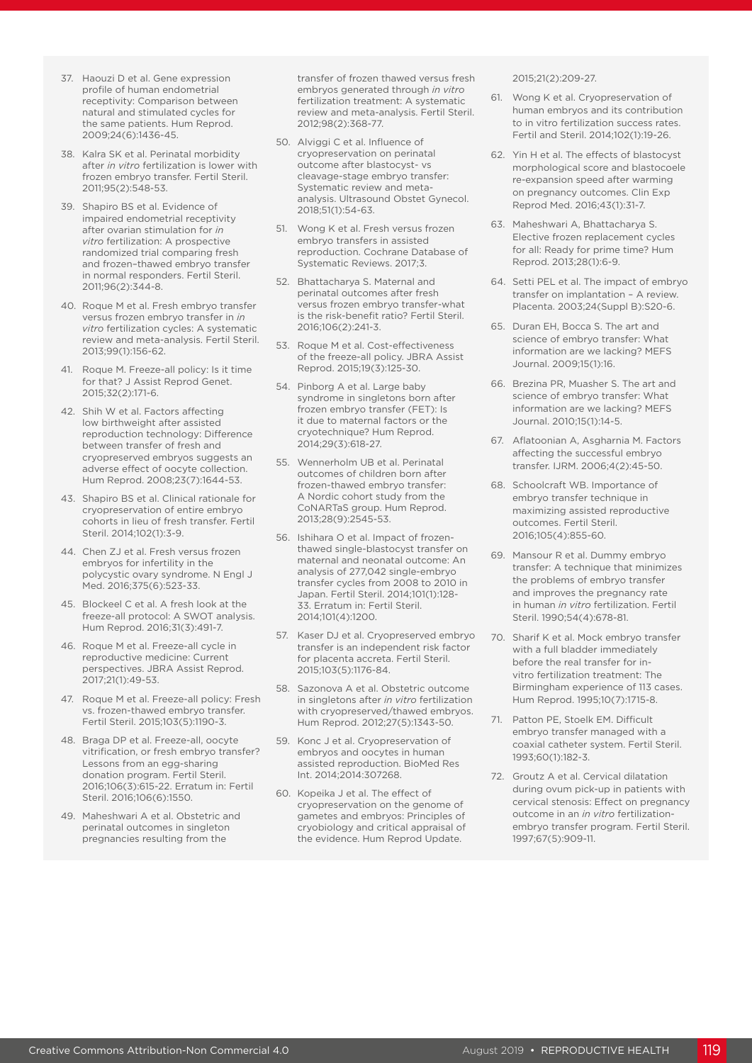37. Haouzi D et al. Gene expression profile of human endometrial receptivity: Comparison between natural and stimulated cycles for the same patients. Hum Reprod. 2009;24(6):1436-45.
38. Kalra SK et al. Perinatal morbidity after *in vitro* fertilization is lower with frozen embryo transfer. Fertil Steril. 2011;95(2):548-53.
39. Shapiro BS et al. Evidence of impaired endometrial receptivity after ovarian stimulation for *in vitro* fertilization: A prospective randomized trial comparing fresh and frozen–thawed embryo transfer in normal responders. Fertil Steril. 2011;96(2):344-8.
40. Roque M et al. Fresh embryo transfer versus frozen embryo transfer in *in vitro* fertilization cycles: A systematic review and meta-analysis. Fertil Steril. 2013;99(1):156-62.
41. Roque M. Freeze-all policy: Is it time for that? J Assist Reprod Genet. 2015;32(2):171-6.
42. Shih W et al. Factors affecting low birthweight after assisted reproduction technology: Difference between transfer of fresh and cryopreserved embryos suggests an adverse effect of oocyte collection. Hum Reprod. 2008;23(7):1644-53.
43. Shapiro BS et al. Clinical rationale for cryopreservation of entire embryo cohorts in lieu of fresh transfer. Fertil Steril. 2014;102(1):3-9.
44. Chen ZJ et al. Fresh versus frozen embryos for infertility in the polycystic ovary syndrome. N Engl J Med. 2016;375(6):523-33.
45. Blockeel C et al. A fresh look at the freeze-all protocol: A SWOT analysis. Hum Reprod. 2016;31(3):491-7.
46. Roque M et al. Freeze-all cycle in reproductive medicine: Current perspectives. JBRA Assist Reprod. 2017;21(1):49-53.
47. Roque M et al. Freeze-all policy: Fresh vs. frozen-thawed embryo transfer. Fertil Steril. 2015;103(5):1190-3.
48. Braga DP et al. Freeze-all, oocyte vitrification, or fresh embryo transfer? Lessons from an egg-sharing donation program. Fertil Steril. 2016;106(3):615-22. Erratum in: Fertil Steril. 2016;106(6):1550.
49. Maheshwari A et al. Obstetric and perinatal outcomes in singleton pregnancies resulting from the transfer of frozen thawed versus fresh embryos generated through *in vitro* fertilization treatment: A systematic review and meta-analysis. Fertil Steril. 2012;98(2):368-77.
50. Alviggi C et al. Influence of cryopreservation on perinatal outcome after blastocyst- vs cleavage-stage embryo transfer: Systematic review and meta-analysis. Ultrasound Obstet Gynecol. 2018;51(1):54-63.
51. Wong K et al. Fresh versus frozen embryo transfers in assisted reproduction. Cochrane Database of Systematic Reviews. 2017;3.
52. Bhattacharya S. Maternal and perinatal outcomes after fresh versus frozen embryo transfer-what is the risk-benefit ratio? Fertil Steril. 2016;106(2):241-3.
53. Roque M et al. Cost-effectiveness of the freeze-all policy. JBRA Assist Reprod. 2015;19(3):125-30.
54. Pinborg A et al. Large baby syndrome in singletons born after frozen embryo transfer (FET): Is it due to maternal factors or the cryotechnique? Hum Reprod. 2014;29(3):618-27.
55. Wennerholm UB et al. Perinatal outcomes of children born after frozen-thawed embryo transfer: A Nordic cohort study from the CoNARTaS group. Hum Reprod. 2013;28(9):2545-53.
56. Ishihara O et al. Impact of frozen-thawed single-blastocyst transfer on maternal and neonatal outcome: An analysis of 277,042 single-embryo transfer cycles from 2008 to 2010 in Japan. Fertil Steril. 2014;101(1):128-33. Erratum in: Fertil Steril. 2014;101(4):1200.
57. Kaser DJ et al. Cryopreserved embryo transfer is an independent risk factor for placenta accreta. Fertil Steril. 2015;103(5):1176-84.
58. Sazonova A et al. Obstetric outcome in singletons after *in vitro* fertilization with cryopreserved/thawed embryos. Hum Reprod. 2012;27(5):1343-50.
59. Konc J et al. Cryopreservation of embryos and oocytes in human assisted reproduction. BioMed Res Int. 2014;2014:307268.
60. Kopeika J et al. The effect of cryopreservation on the genome of gametes and embryos: Principles of cryobiology and critical appraisal of the evidence. Hum Reprod Update. 2015;21(2):209-27.
61. Wong K et al. Cryopreservation of human embryos and its contribution to in vitro fertilization success rates. Fertil and Steril. 2014;102(1):19-26.
62. Yin H et al. The effects of blastocyst morphological score and blastocoele re-expansion speed after warming on pregnancy outcomes. Clin Exp Reprod Med. 2016;43(1):31-7.
63. Maheshwari A, Bhattacharya S. Elective frozen replacement cycles for all: Ready for prime time? Hum Reprod. 2013;28(1):6-9.
64. Setti PEL et al. The impact of embryo transfer on implantation – A review. Placenta. 2003;24(Suppl B):S20-6.
65. Duran EH, Bocca S. The art and science of embryo transfer: What information are we lacking? MEFS Journal. 2009;15(1):16.
66. Brezina PR, Muasher S. The art and science of embryo transfer: What information are we lacking? MEFS Journal. 2010;15(1):14-5.
67. Aflatoonian A, Asgharnia M. Factors affecting the successful embryo transfer. IJRM. 2006;4(2):45-50.
68. Schoolcraft WB. Importance of embryo transfer technique in maximizing assisted reproductive outcomes. Fertil Steril. 2016;105(4):855-60.
69. Mansour R et al. Dummy embryo transfer: A technique that minimizes the problems of embryo transfer and improves the pregnancy rate in human *in vitro* fertilization. Fertil Steril. 1990;54(4):678-81.
70. Sharif K et al. Mock embryo transfer with a full bladder immediately before the real transfer for in-vitro fertilization treatment: The Birmingham experience of 113 cases. Hum Reprod. 1995;10(7):1715-8.
71. Patton PE, Stoelk EM. Difficult embryo transfer managed with a coaxial catheter system. Fertil Steril. 1993;60(1):182-3.
72. Groutz A et al. Cervical dilatation during ovum pick-up in patients with cervical stenosis: Effect on pregnancy outcome in an *in vitro* fertilization-embryo transfer program. Fertil Steril. 1997;67(5):909-11.